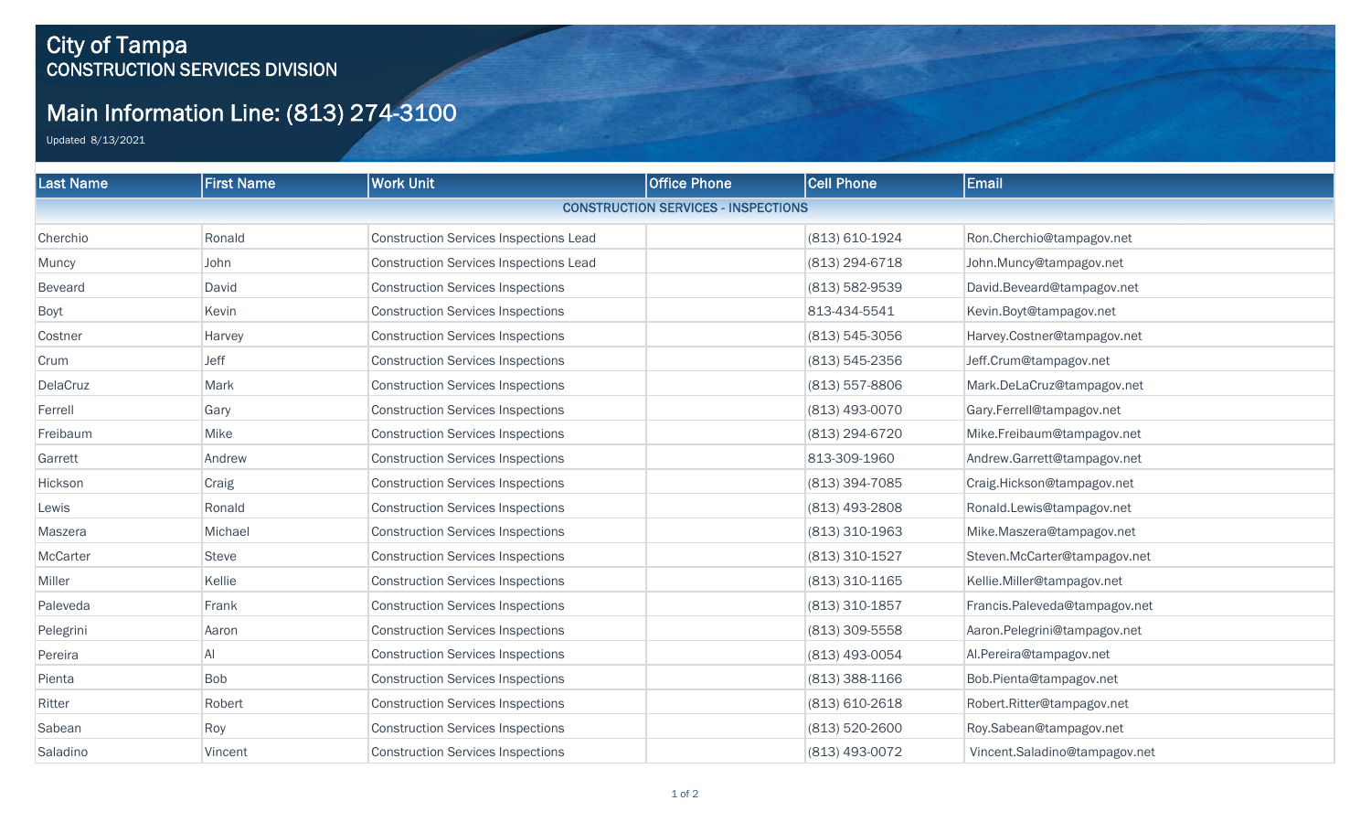# City of Tampa
## CONSTRUCTION SERVICES DIVISION

## Main Information Line: (813) 274-3100

Updated 8/13/2021

| Last Name | First Name | Work Unit | Office Phone | Cell Phone | Email |
|---|---|---|---|---|---|
| CONSTRUCTION SERVICES - INSPECTIONS | | | | | |
| Cherchio | Ronald | Construction Services Inspections Lead | | (813) 610-1924 | Ron.Cherchio@tampagov.net |
| Muncy | John | Construction Services Inspections Lead | | (813) 294-6718 | John.Muncy@tampagov.net |
| Beveard | David | Construction Services Inspections | | (813) 582-9539 | David.Beveard@tampagov.net |
| Boyt | Kevin | Construction Services Inspections | | 813-434-5541 | Kevin.Boyt@tampagov.net |
| Costner | Harvey | Construction Services Inspections | | (813) 545-3056 | Harvey.Costner@tampagov.net |
| Crum | Jeff | Construction Services Inspections | | (813) 545-2356 | Jeff.Crum@tampagov.net |
| DelaCruz | Mark | Construction Services Inspections | | (813) 557-8806 | Mark.DeLaCruz@tampagov.net |
| Ferrell | Gary | Construction Services Inspections | | (813) 493-0070 | Gary.Ferrell@tampagov.net |
| Freibaum | Mike | Construction Services Inspections | | (813) 294-6720 | Mike.Freibaum@tampagov.net |
| Garrett | Andrew | Construction Services Inspections | | 813-309-1960 | Andrew.Garrett@tampagov.net |
| Hickson | Craig | Construction Services Inspections | | (813) 394-7085 | Craig.Hickson@tampagov.net |
| Lewis | Ronald | Construction Services Inspections | | (813) 493-2808 | Ronald.Lewis@tampagov.net |
| Maszera | Michael | Construction Services Inspections | | (813) 310-1963 | Mike.Maszera@tampagov.net |
| McCarter | Steve | Construction Services Inspections | | (813) 310-1527 | Steven.McCarter@tampagov.net |
| Miller | Kellie | Construction Services Inspections | | (813) 310-1165 | Kellie.Miller@tampagov.net |
| Paleveda | Frank | Construction Services Inspections | | (813) 310-1857 | Francis.Paleveda@tampagov.net |
| Pelegrini | Aaron | Construction Services Inspections | | (813) 309-5558 | Aaron.Pelegrini@tampagov.net |
| Pereira | Al | Construction Services Inspections | | (813) 493-0054 | Al.Pereira@tampagov.net |
| Pienta | Bob | Construction Services Inspections | | (813) 388-1166 | Bob.Pienta@tampagov.net |
| Ritter | Robert | Construction Services Inspections | | (813) 610-2618 | Robert.Ritter@tampagov.net |
| Sabean | Roy | Construction Services Inspections | | (813) 520-2600 | Roy.Sabean@tampagov.net |
| Saladino | Vincent | Construction Services Inspections | | (813) 493-0072 | Vincent.Saladino@tampagov.net |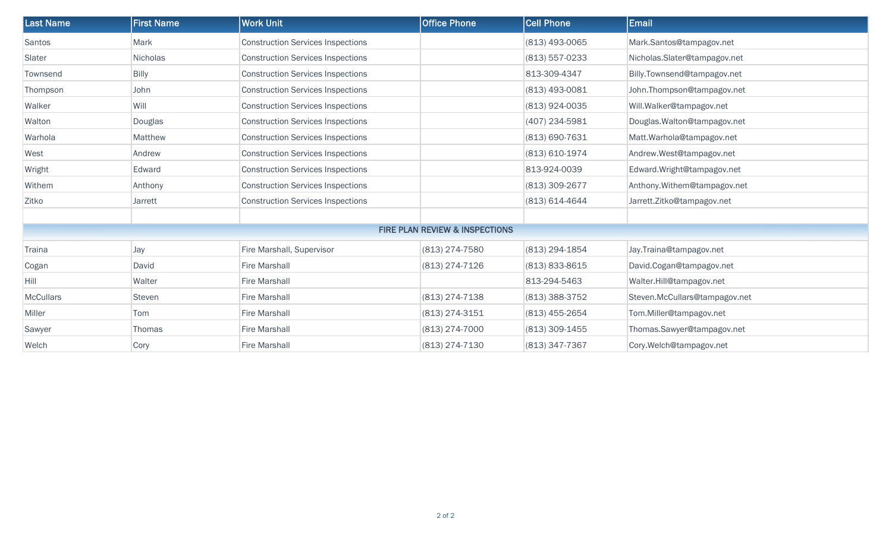| Last Name | First Name | Work Unit | Office Phone | Cell Phone | Email |
|---|---|---|---|---|---|
| Santos | Mark | Construction Services Inspections | | (813) 493-0065 | Mark.Santos@tampagov.net |
| Slater | Nicholas | Construction Services Inspections | | (813) 557-0233 | Nicholas.Slater@tampagov.net |
| Townsend | Billy | Construction Services Inspections | | 813-309-4347 | Billy.Townsend@tampagov.net |
| Thompson | John | Construction Services Inspections | | (813) 493-0081 | John.Thompson@tampagov.net |
| Walker | Will | Construction Services Inspections | | (813) 924-0035 | Will.Walker@tampagov.net |
| Walton | Douglas | Construction Services Inspections | | (407) 234-5981 | Douglas.Walton@tampagov.net |
| Warhola | Matthew | Construction Services Inspections | | (813) 690-7631 | Matt.Warhola@tampagov.net |
| West | Andrew | Construction Services Inspections | | (813) 610-1974 | Andrew.West@tampagov.net |
| Wright | Edward | Construction Services Inspections | | 813-924-0039 | Edward.Wright@tampagov.net |
| Withem | Anthony | Construction Services Inspections | | (813) 309-2677 | Anthony.Withem@tampagov.net |
| Zitko | Jarrett | Construction Services Inspections | | (813) 614-4644 | Jarrett.Zitko@tampagov.net |
| | | | | | |
| FIRE PLAN REVIEW & INSPECTIONS | | | | | |
| Traina | Jay | Fire Marshall, Supervisor | (813) 274-7580 | (813) 294-1854 | Jay.Traina@tampagov.net |
| Cogan | David | Fire Marshall | (813) 274-7126 | (813) 833-8615 | David.Cogan@tampagov.net |
| Hill | Walter | Fire Marshall | | 813-294-5463 | Walter.Hill@tampagov.net |
| McCullars | Steven | Fire Marshall | (813) 274-7138 | (813) 388-3752 | Steven.McCullars@tampagov.net |
| Miller | Tom | Fire Marshall | (813) 274-3151 | (813) 455-2654 | Tom.Miller@tampagov.net |
| Sawyer | Thomas | Fire Marshall | (813) 274-7000 | (813) 309-1455 | Thomas.Sawyer@tampagov.net |
| Welch | Cory | Fire Marshall | (813) 274-7130 | (813) 347-7367 | Cory.Welch@tampagov.net |